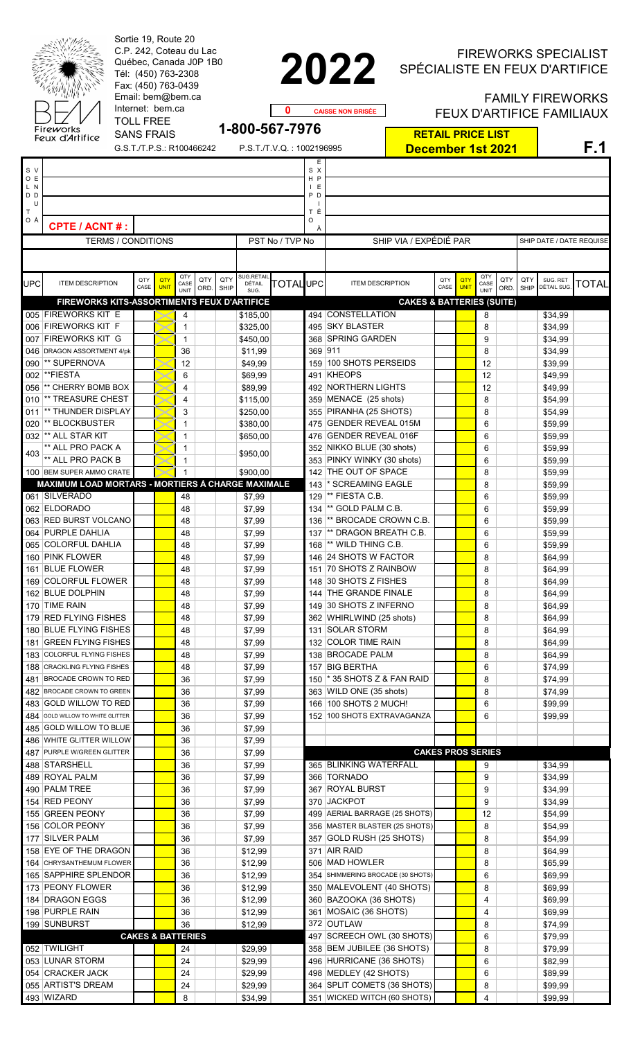Sortie 19, Route 20
C.P. 242, Coteau du Lac
Québec, Canada J0P 1B0
Tél: (450) 763-2308
Fax: (450) 763-0439
Email: bem@bem.ca
Internet: bem.ca
TOLL FREE
SANS FRAIS
G.S.T./T.P.S.: R100466242

BEM Fireworks Feux d'Artifice

# 2022

0 CAISSE NON BRISÉE

1-800-567-7976

P.S.T./T.V.Q. : 1002196995

FIREWORKS SPECIALIST
SPÉCIALISTE EN FEUX D'ARTIFICE

FAMILY FIREWORKS
FEUX D'ARTIFICE FAMILIAUX

**RETAIL PRICE LIST**
**December 1st 2021**

**F.1**

SOLD TO / VENDU À

SHIP TO / EXPÉDIÉ À

CPTE / ACNT # :

| TERMS / CONDITIONS | PST No / TVP No | SHIP VIA / EXPÉDIÉ PAR | SHIP DATE / DATE REQUISE |
|---|---|---|---|
| | | | |

| UPC | ITEM DESCRIPTION | QTY CASE | QTY UNIT | QTY CASE UNIT | QTY ORD. | QTY SHIP | SUG.RETAIL DÉTAIL SUG. | TOTAL | UPC | ITEM DESCRIPTION | QTY CASE | QTY UNIT | QTY CASE UNIT | QTY ORD. | QTY SHIP | SUG. RET DÉTAIL SUG. | TOTAL |
|---|---|---|---|---|---|---|---|---|---|---|---|---|---|---|---|---|---|
| | **FIREWORKS KITS-ASSORTIMENTS FEUX D'ARTIFICE** | | | | | | | | | **CAKES & BATTERIES (SUITE)** | | | | | | | |
| 005 | FIREWORKS KIT E | | | 4 | | | $185,00 | | 494 | CONSTELLATION | | | 8 | | | $34,99 | |
| 006 | FIREWORKS KIT F | | | 1 | | | $325,00 | | 495 | SKY BLASTER | | | 8 | | | $34,99 | |
| 007 | FIREWORKS KIT G | | | 1 | | | $450,00 | | 368 | SPRING GARDEN | | | 9 | | | $34,99 | |
| 046 | DRAGON ASSORTMENT 4/pk | | | 36 | | | $11,99 | | 369 | 911 | | | 8 | | | $34,99 | |
| 090 | ** SUPERNOVA | | | 12 | | | $49,99 | | 159 | 100 SHOTS PERSEIDS | | | 12 | | | $39,99 | |
| 002 | **FIESTA | | | 6 | | | $69,99 | | 491 | KHEOPS | | | 12 | | | $49,99 | |
| 056 | ** CHERRY BOMB BOX | | | 4 | | | $89,99 | | 492 | NORTHERN LIGHTS | | | 12 | | | $49,99 | |
| 010 | ** TREASURE CHEST | | | 4 | | | $115,00 | | 359 | MENACE (25 shots) | | | 8 | | | $54,99 | |
| 011 | ** THUNDER DISPLAY | | | 3 | | | $250,00 | | 355 | PIRANHA (25 SHOTS) | | | 8 | | | $54,99 | |
| 020 | ** BLOCKBUSTER | | | 1 | | | $380,00 | | 475 | GENDER REVEAL 015M | | | 6 | | | $59,99 | |
| 032 | ** ALL STAR KIT | | | 1 | | | $650,00 | | 476 | GENDER REVEAL 016F | | | 6 | | | $59,99 | |
| 403 | ** ALL PRO PACK A | | | 1 | | | $950,00 | | 352 | NIKKO BLUE (30 shots) | | | 6 | | | $59,99 | |
| | ** ALL PRO PACK B | | | 1 | | | | | 353 | PINKY WINKY (30 shots) | | | 6 | | | $59,99 | |
| 100 | BEM SUPER AMMO CRATE | | | 1 | | | $900,00 | | 142 | THE OUT OF SPACE | | | 8 | | | $59,99 | |
| | **MAXIMUM LOAD MORTARS - MORTIERS À CHARGE MAXIMALE** | | | | | | | | 143 | * SCREAMING EAGLE | | | 8 | | | $59,99 | |
| 061 | SILVERADO | | | 48 | | | $7,99 | | 129 | ** FIESTA C.B. | | | 6 | | | $59,99 | |
| 062 | ELDORADO | | | 48 | | | $7,99 | | 134 | ** GOLD PALM C.B. | | | 6 | | | $59,99 | |
| 063 | RED BURST VOLCANO | | | 48 | | | $7,99 | | 136 | ** BROCADE CROWN C.B. | | | 6 | | | $59,99 | |
| 064 | PURPLE DAHLIA | | | 48 | | | $7,99 | | 137 | ** DRAGON BREATH C.B. | | | 6 | | | $59,99 | |
| 065 | COLORFUL DAHLIA | | | 48 | | | $7,99 | | 168 | ** WILD THING C.B. | | | 6 | | | $59,99 | |
| 160 | PINK FLOWER | | | 48 | | | $7,99 | | 146 | 24 SHOTS W FACTOR | | | 8 | | | $64,99 | |
| 161 | BLUE FLOWER | | | 48 | | | $7,99 | | 151 | 70 SHOTS Z RAINBOW | | | 8 | | | $64,99 | |
| 169 | COLORFUL FLOWER | | | 48 | | | $7,99 | | 148 | 30 SHOTS Z FISHES | | | 8 | | | $64,99 | |
| 162 | BLUE DOLPHIN | | | 48 | | | $7,99 | | 144 | THE GRANDE FINALE | | | 8 | | | $64,99 | |
| 170 | TIME RAIN | | | 48 | | | $7,99 | | 149 | 30 SHOTS Z INFERNO | | | 8 | | | $64,99 | |
| 179 | RED FLYING FISHES | | | 48 | | | $7,99 | | 362 | WHIRLWIND (25 shots) | | | 8 | | | $64,99 | |
| 180 | BLUE FLYING FISHES | | | 48 | | | $7,99 | | 131 | SOLAR STORM | | | 8 | | | $64,99 | |
| 181 | GREEN FLYING FISHES | | | 48 | | | $7,99 | | 132 | COLOR TIME RAIN | | | 8 | | | $64,99 | |
| 183 | COLORFUL FLYING FISHES | | | 48 | | | $7,99 | | 138 | BROCADE PALM | | | 8 | | | $64,99 | |
| 188 | CRACKLING FLYING FISHES | | | 48 | | | $7,99 | | 157 | BIG BERTHA | | | 6 | | | $74,99 | |
| 481 | BROCADE CROWN TO RED | | | 36 | | | $7,99 | | 150 | * 35 SHOTS Z & FAN RAID | | | 8 | | | $74,99 | |
| 482 | BROCADE CROWN TO GREEN | | | 36 | | | $7,99 | | 363 | WILD ONE (35 shots) | | | 8 | | | $74,99 | |
| 483 | GOLD WILLOW TO RED | | | 36 | | | $7,99 | | 166 | 100 SHOTS 2 MUCH! | | | 6 | | | $99,99 | |
| 484 | GOLD WILLOW TO WHITE GLITTER | | | 36 | | | $7,99 | | 152 | 100 SHOTS EXTRAVAGANZA | | | 6 | | | $99,99 | |
| 485 | GOLD WILLOW TO BLUE | | | 36 | | | $7,99 | | | | | | | | | | |
| 486 | WHITE GLITTER WILLOW | | | 36 | | | $7,99 | | | | | | | | | | |
| 487 | PURPLE W/GREEN GLITTER | | | 36 | | | $7,99 | | | **CAKES PROS SERIES** | | | | | | | |
| 488 | STARSHELL | | | 36 | | | $7,99 | | 365 | BLINKING WATERFALL | | | 9 | | | $34,99 | |
| 489 | ROYAL PALM | | | 36 | | | $7,99 | | 366 | TORNADO | | | 9 | | | $34,99 | |
| 490 | PALM TREE | | | 36 | | | $7,99 | | 367 | ROYAL BURST | | | 9 | | | $34,99 | |
| 154 | RED PEONY | | | 36 | | | $7,99 | | 370 | JACKPOT | | | 9 | | | $34,99 | |
| 155 | GREEN PEONY | | | 36 | | | $7,99 | | 499 | AERIAL BARRAGE (25 SHOTS) | | | 12 | | | $54,99 | |
| 156 | COLOR PEONY | | | 36 | | | $7,99 | | 356 | MASTER BLASTER (25 SHOTS) | | | 8 | | | $54,99 | |
| 177 | SILVER PALM | | | 36 | | | $7,99 | | 357 | GOLD RUSH (25 SHOTS) | | | 8 | | | $54,99 | |
| 158 | EYE OF THE DRAGON | | | 36 | | | $12,99 | | 371 | AIR RAID | | | 8 | | | $64,99 | |
| 164 | CHRYSANTHEMUM FLOWER | | | 36 | | | $12,99 | | 506 | MAD HOWLER | | | 8 | | | $65,99 | |
| 165 | SAPPHIRE SPLENDOR | | | 36 | | | $12,99 | | 354 | SHIMMERING BROCADE (30 SHOTS) | | | 6 | | | $69,99 | |
| 173 | PEONY FLOWER | | | 36 | | | $12,99 | | 350 | MALEVOLENT (40 SHOTS) | | | 8 | | | $69,99 | |
| 184 | DRAGON EGGS | | | 36 | | | $12,99 | | 360 | BAZOOKA (36 SHOTS) | | | 4 | | | $69,99 | |
| 198 | PURPLE RAIN | | | 36 | | | $12,99 | | 361 | MOSAIC (36 SHOTS) | | | 4 | | | $69,99 | |
| 199 | SUNBURST | | | 36 | | | $12,99 | | 372 | OUTLAW | | | 8 | | | $74,99 | |
| | **CAKES & BATTERIES** | | | | | | | | 497 | SCREECH OWL (30 SHOTS) | | | 6 | | | $79,99 | |
| 052 | TWILIGHT | | | 24 | | | $29,99 | | 358 | BEM JUBILEE (36 SHOTS) | | | 8 | | | $79,99 | |
| 053 | LUNAR STORM | | | 24 | | | $29,99 | | 496 | HURRICANE (36 SHOTS) | | | 6 | | | $82,99 | |
| 054 | CRACKER JACK | | | 24 | | | $29,99 | | 498 | MEDLEY (42 SHOTS) | | | 6 | | | $89,99 | |
| 055 | ARTIST'S DREAM | | | 24 | | | $29,99 | | 364 | SPLIT COMETS (36 SHOTS) | | | 8 | | | $99,99 | |
| 493 | WIZARD | | | 8 | | | $34,99 | | 351 | WICKED WITCH (60 SHOTS) | | | 4 | | | $99,99 | |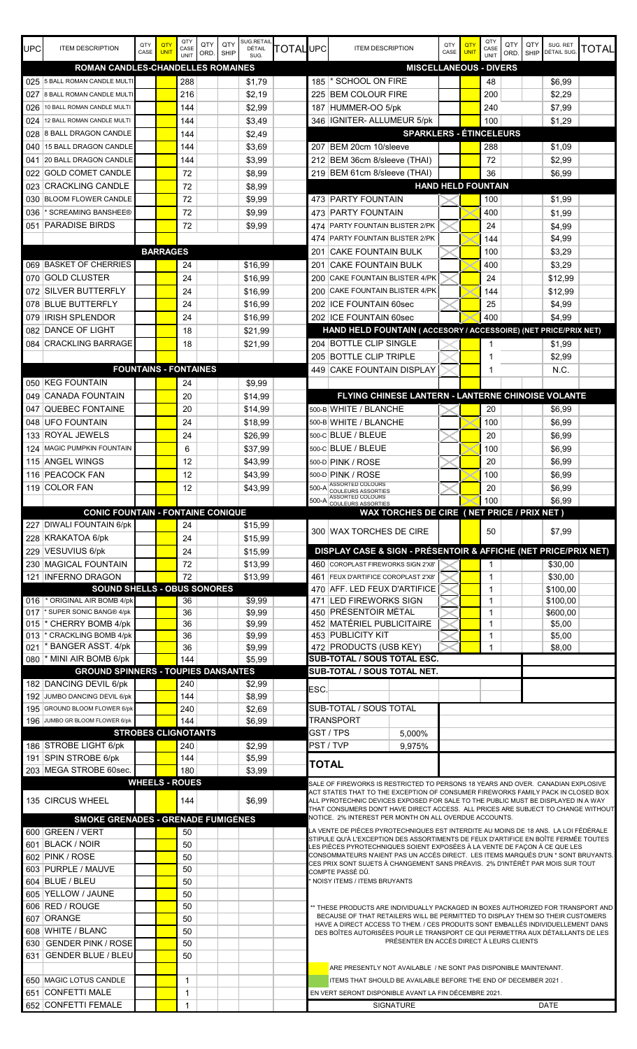| UPC | ITEM DESCRIPTION | QTY CASE | QTY UNIT | QTY CASE UNIT | QTY ORD. | QTY SHIP | SUG.RETAIL DÉTAIL SUG. | TOTAL |
|---|---|---|---|---|---|---|---|---|
| | **ROMAN CANDLES-CHANDELLES ROMAINES** | | | | | | | |
| 025 | 5 BALL ROMAN CANDLE MULTI | | | 288 | | | $1,79 | |
| 027 | 8 BALL ROMAN CANDLE MULTI | | | 216 | | | $2,19 | |
| 026 | 10 BALL ROMAN CANDLE MULTI | | | 144 | | | $2,99 | |
| 024 | 12 BALL ROMAN CANDLE MULTI | | | 144 | | | $3,49 | |
| 028 | 8 BALL DRAGON CANDLE | | | 144 | | | $2,49 | |
| 040 | 15 BALL DRAGON CANDLE | | | 144 | | | $3,69 | |
| 041 | 20 BALL DRAGON CANDLE | | | 144 | | | $3,99 | |
| 022 | GOLD COMET CANDLE | | | 72 | | | $8,99 | |
| 023 | CRACKLING CANDLE | | | 72 | | | $8,99 | |
| 030 | BLOOM FLOWER CANDLE | | | 72 | | | $9,99 | |
| 036 | * SCREAMING BANSHEE® | | | 72 | | | $9,99 | |
| 051 | PARADISE BIRDS | | | 72 | | | $9,99 | |
| | **BARRAGES** | | | | | | | |
| 069 | BASKET OF CHERRIES | | | 24 | | | $16,99 | |
| 070 | GOLD CLUSTER | | | 24 | | | $16,99 | |
| 072 | SILVER BUTTERFLY | | | 24 | | | $16,99 | |
| 078 | BLUE BUTTERFLY | | | 24 | | | $16,99 | |
| 079 | IRISH SPLENDOR | | | 24 | | | $16,99 | |
| 082 | DANCE OF LIGHT | | | 18 | | | $21,99 | |
| 084 | CRACKLING BARRAGE | | | 18 | | | $21,99 | |
| | **FOUNTAINS - FONTAINES** | | | | | | | |
| 050 | KEG FOUNTAIN | | | 24 | | | $9,99 | |
| 049 | CANADA FOUNTAIN | | | 20 | | | $14,99 | |
| 047 | QUEBEC FONTAINE | | | 20 | | | $14,99 | |
| 048 | UFO FOUNTAIN | | | 24 | | | $18,99 | |
| 133 | ROYAL JEWELS | | | 24 | | | $26,99 | |
| 124 | MAGIC PUMPKIN FOUNTAIN | | | 6 | | | $37,99 | |
| 115 | ANGEL WINGS | | | 12 | | | $43,99 | |
| 116 | PEACOCK FAN | | | 12 | | | $43,99 | |
| 119 | COLOR FAN | | | 12 | | | $43,99 | |
| | **CONIC FOUNTAIN - FONTAINE CONIQUE** | | | | | | | |
| 227 | DIWALI FOUNTAIN 6/pk | | | 24 | | | $15,99 | |
| 228 | KRAKATOA 6/pk | | | 24 | | | $15,99 | |
| 229 | VESUVIUS 6/pk | | | 24 | | | $15,99 | |
| 230 | MAGICAL FOUNTAIN | | | 72 | | | $13,99 | |
| 121 | INFERNO DRAGON | | | 72 | | | $13,99 | |
| | **SOUND SHELLS - OBUS SONORES** | | | | | | | |
| 016 | * ORIGINAL AIR BOMB 4/pk | | | 36 | | | $9,99 | |
| 017 | * SUPER SONIC BANG® 4/pk | | | 36 | | | $9,99 | |
| 015 | * CHERRY BOMB 4/pk | | | 36 | | | $9,99 | |
| 013 | * CRACKLING BOMB 4/pk | | | 36 | | | $9,99 | |
| 021 | * BANGER ASST. 4/pk | | | 36 | | | $9,99 | |
| 080 | * MINI AIR BOMB 6/pk | | | 144 | | | $5,99 | |
| | **GROUND SPINNERS - TOUPIES DANSANTES** | | | | | | | |
| 182 | DANCING DEVIL 6/pk | | | 240 | | | $2,99 | |
| 192 | JUMBO DANCING DEVIL 6/pk | | | 144 | | | $8,99 | |
| 195 | GROUND BLOOM FLOWER 6/pk | | | 240 | | | $2,69 | |
| 196 | JUMBO GR BLOOM FLOWER 6/pk | | | 144 | | | $6,99 | |
| | **STROBES CLIGNOTANTS** | | | | | | | |
| 186 | STROBE LIGHT 6/pk | | | 240 | | | $2,99 | |
| 191 | SPIN STROBE 6/pk | | | 144 | | | $5,99 | |
| 203 | MEGA STROBE 60sec. | | | 180 | | | $3,99 | |
| | **WHEELS - ROUES** | | | | | | | |
| 135 | CIRCUS WHEEL | | | 144 | | | $6,99 | |
| | **SMOKE GRENADES - GRENADE FUMIGÈNES** | | | | | | | |
| 600 | GREEN / VERT | | | 50 | | | | |
| 601 | BLACK / NOIR | | | 50 | | | | |
| 602 | PINK / ROSE | | | 50 | | | | |
| 603 | PURPLE / MAUVE | | | 50 | | | | |
| 604 | BLUE / BLEU | | | 50 | | | | |
| 605 | YELLOW / JAUNE | | | 50 | | | | |
| 606 | RED / ROUGE | | | 50 | | | | |
| 607 | ORANGE | | | 50 | | | | |
| 608 | WHITE / BLANC | | | 50 | | | | |
| 630 | GENDER PINK / ROSE | | | 50 | | | | |
| 631 | GENDER BLUE / BLEU | | | 50 | | | | |
| 650 | MAGIC LOTUS CANDLE | | | 1 | | | | |
| 651 | CONFETTI MALE | | | 1 | | | | |
| 652 | CONFETTI FEMALE | | | 1 | | | | |

| UPC | ITEM DESCRIPTION | QTY CASE | QTY UNIT | QTY CASE UNIT | QTY ORD. | QTY SHIP | SUG. RET DÉTAIL SUG. | TOTAL |
|---|---|---|---|---|---|---|---|---|
| | **MISCELLANEOUS - DIVERS** | | | | | | | |
| 185 | * SCHOOL ON FIRE | | | 48 | | | $6,99 | |
| 225 | BEM COLOUR FIRE | | | 200 | | | $2,29 | |
| 187 | HUMMER-OO 5/pk | | | 240 | | | $7,99 | |
| 346 | IGNITER- ALLUMEUR 5/pk | | | 100 | | | $1,29 | |
| | **SPARKLERS - ÉTINCELEURS** | | | | | | | |
| 207 | BEM 20cm 10/sleeve | | | 288 | | | $1,09 | |
| 212 | BEM 36cm 8/sleeve (THAI) | | | 72 | | | $2,99 | |
| 219 | BEM 61cm 8/sleeve (THAI) | | | 36 | | | $6,99 | |
| | **HAND HELD FOUNTAIN** | | | | | | | |
| 473 | PARTY FOUNTAIN | | | 100 | | | $1,99 | |
| 473 | PARTY FOUNTAIN | | | 400 | | | $1,99 | |
| 474 | PARTY FOUNTAIN BLISTER 2/PK | | | 24 | | | $4,99 | |
| 474 | PARTY FOUNTAIN BLISTER 2/PK | | | 144 | | | $4,99 | |
| 201 | CAKE FOUNTAIN BULK | | | 100 | | | $3,29 | |
| 201 | CAKE FOUNTAIN BULK | | | 400 | | | $3,29 | |
| 200 | CAKE FOUNTAIN BLISTER 4/PK | | | 24 | | | $12,99 | |
| 200 | CAKE FOUNTAIN BLISTER 4/PK | | | 144 | | | $12,99 | |
| 202 | ICE FOUNTAIN 60sec | | | 25 | | | $4,99 | |
| 202 | ICE FOUNTAIN 60sec | | | 400 | | | $4,99 | |
| | **HAND HELD FOUNTAIN ( ACCESORY / ACCESSOIRE) (NET PRICE/PRIX NET)** | | | | | | | |
| 204 | BOTTLE CLIP SINGLE | | | 1 | | | $1,99 | |
| 205 | BOTTLE CLIP TRIPLE | | | 1 | | | $2,99 | |
| 449 | CAKE FOUNTAIN DISPLAY | | | 1 | | | N.C. | |
| | **FLYING CHINESE LANTERN - LANTERNE CHINOISE VOLANTE** | | | | | | | |
| 500-B | WHITE / BLANCHE | | | 20 | | | $6,99 | |
| 500-B | WHITE / BLANCHE | | | 100 | | | $6,99 | |
| 500-C | BLUE / BLEUE | | | 20 | | | $6,99 | |
| 500-C | BLUE / BLEUE | | | 100 | | | $6,99 | |
| 500-D | PINK / ROSE | | | 20 | | | $6,99 | |
| 500-D | PINK / ROSE | | | 100 | | | $6,99 | |
| 500-A | ASSORTED COLOURS COULEURS ASSORTIES | | | 20 | | | $6,99 | |
| 500-A | ASSORTED COLOURS COULEURS ASSORTIES | | | 100 | | | $6,99 | |
| | **WAX TORCHES DE CIRE ( NET PRICE / PRIX NET )** | | | | | | | |
| 300 | WAX TORCHES DE CIRE | | | 50 | | | $7,99 | |
| | **DISPLAY CASE & SIGN - PRÉSENTOIR & AFFICHE (NET PRICE/PRIX NET)** | | | | | | | |
| 460 | COROPLAST FIREWORKS SIGN 2'X8' | | | 1 | | | $30,00 | |
| 461 | FEUX D'ARTIFICE COROPLAST 2'X8' | | | 1 | | | $30,00 | |
| 470 | AFF. LED FEUX D'ARTIFICE | | | 1 | | | $100,00 | |
| 471 | LED FIREWORKS SIGN | | | 1 | | | $100,00 | |
| 450 | PRÉSENTOIR MÉTAL | | | 1 | | | $600,00 | |
| 452 | MATÉRIEL PUBLICITAIRE | | | 1 | | | $5,00 | |
| 453 | PUBLICITY KIT | | | 1 | | | $5,00 | |
| 472 | PRODUCTS (USB KEY) | | | 1 | | | $8,00 | |

| | |
|---|---|
| SUB-TOTAL / SOUS TOTAL ESC. | |
| SUB-TOTAL / SOUS TOTAL NET. | |
| ESC. | |
| SUB-TOTAL / SOUS TOTAL | |
| TRANSPORT | |
| GST / TPS 5,000% | |
| PST / TVP 9,975% | |
| **TOTAL** | |

SALE OF FIREWORKS IS RESTRICTED TO PERSONS 18 YEARS AND OVER. CANADIAN EXPLOSIVE ACT STATES THAT TO THE EXCEPTION OF CONSUMER FIREWORKS FAMILY PACK IN CLOSED BOX ALL PYROTECHNIC DEVICES EXPOSED FOR SALE TO THE PUBLIC MUST BE DISPLAYED IN A WAY THAT CONSUMERS DON'T HAVE DIRECT ACCESS. ALL PRICES ARE SUBJECT TO CHANGE WITHOUT NOTICE. 2% INTEREST PER MONTH ON ALL OVERDUE ACCOUNTS.

LA VENTE DE PIÈCES PYROTECHNIQUES EST INTERDITE AU MOINS DE 18 ANS. LA LOI FÉDÉRALE STIPULE QU'À L'EXCEPTION DES ASSORTIMENTS DE FEUX D'ARTIFICE EN BOÎTE FERMÉE TOUTES LES PIÈCES PYROTECHNIQUES SOIENT EXPOSÉES À LA VENTE DE FAÇON À CE QUE LES CONSOMMATEURS N'AIENT PAS UN ACCÈS DIRECT. LES ITEMS MARQUÉS D'UN * SONT BRUYANTS. CES PRIX SONT SUJETS À CHANGEMENT SANS PRÉAVIS. 2% D'INTÉRÊT PAR MOIS SUR TOUT COMPTE PASSÉ DÛ.

* NOISY ITEMS / ITEMS BRUYANTS

** THESE PRODUCTS ARE INDIVIDUALLY PACKAGED IN BOXES AUTHORIZED FOR TRANSPORT AND BECAUSE OF THAT RETAILERS WILL BE PERMITTED TO DISPLAY THEM SO THEIR CUSTOMERS HAVE A DIRECT ACCESS TO THEM. / CES PRODUITS SONT EMBALLÉS INDIVIDUELLEMENT DANS DES BOÎTES AUTORISÉES POUR LE TRANSPORT CE QUI PERMETTRA AUX DÉTAILLANTS DE LES PRÉSENTER EN ACCÈS DIRECT À LEURS CLIENTS

ARE PRESENTLY NOT AVAILABLE / NE SONT PAS DISPONIBLE MAINTENANT.

ITEMS THAT SHOULD BE AVAILABLE BEFORE THE END OF DECEMBER 2021 .

EN VERT SERONT DISPONIBLE AVANT LA FIN DÉCEMBRE 2021.

SIGNATURE DATE